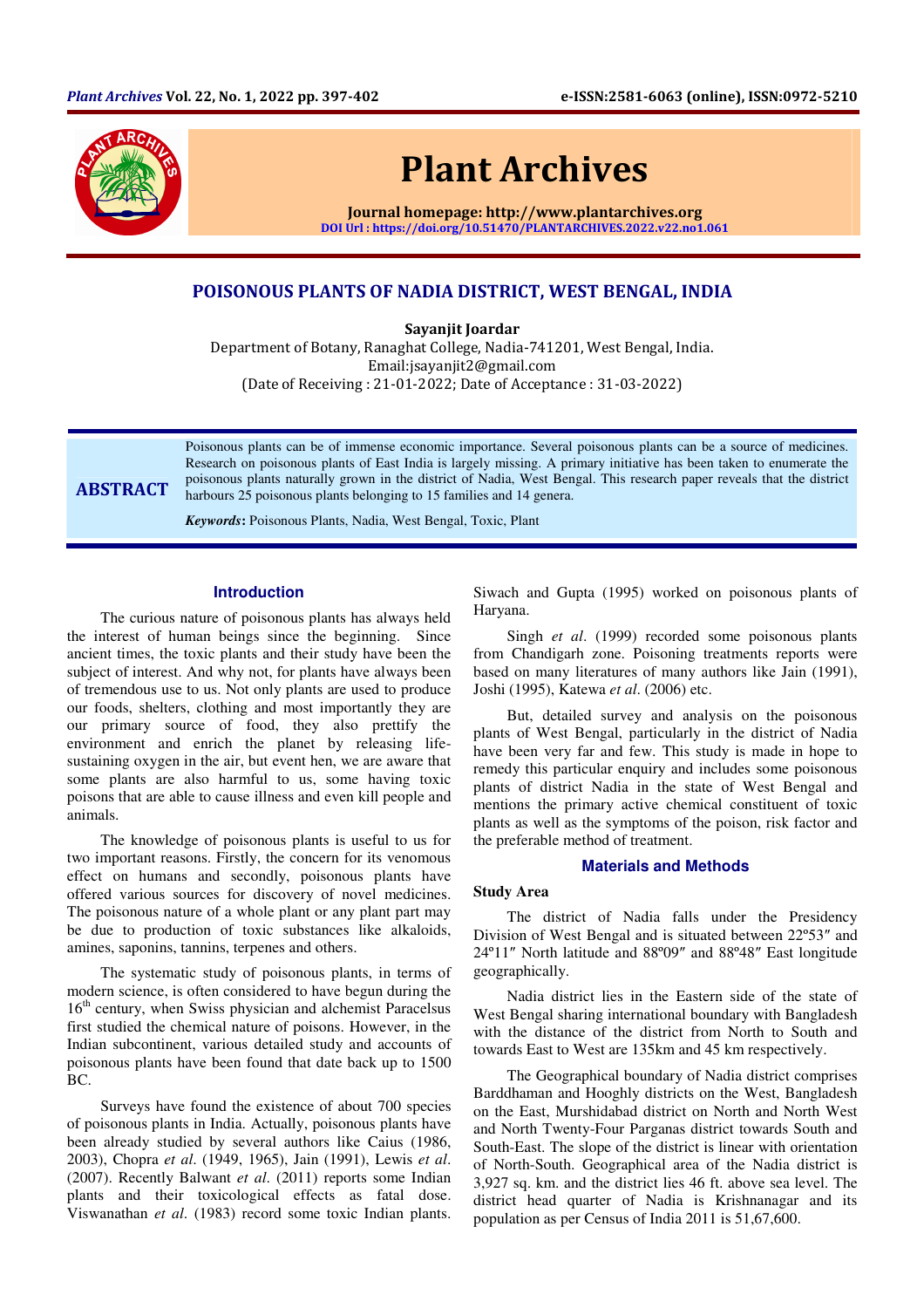# POISONOUS PLANTS OF NADIA DISTRICT, WEST BENGAL, INDIA

**Sayanjit Joardar**

Department of Botany, Ranaghat College, Nadia-741201, West Bengal, India.
Email:jsayanjit2@gmail.com
(Date of Receiving : 21-01-2022; Date of Acceptance : 31-03-2022)

**ABSTRACT**

Poisonous plants can be of immense economic importance. Several poisonous plants can be a source of medicines. Research on poisonous plants of East India is largely missing. A primary initiative has been taken to enumerate the poisonous plants naturally grown in the district of Nadia, West Bengal. This research paper reveals that the district harbours 25 poisonous plants belonging to 15 families and 14 genera.

***Keywords*:** Poisonous Plants, Nadia, West Bengal, Toxic, Plant

## Introduction

The curious nature of poisonous plants has always held the interest of human beings since the beginning. Since ancient times, the toxic plants and their study have been the subject of interest. And why not, for plants have always been of tremendous use to us. Not only plants are used to produce our foods, shelters, clothing and most importantly they are our primary source of food, they also prettify the environment and enrich the planet by releasing life-sustaining oxygen in the air, but event hen, we are aware that some plants are also harmful to us, some having toxic poisons that are able to cause illness and even kill people and animals.

The knowledge of poisonous plants is useful to us for two important reasons. Firstly, the concern for its venomous effect on humans and secondly, poisonous plants have offered various sources for discovery of novel medicines. The poisonous nature of a whole plant or any plant part may be due to production of toxic substances like alkaloids, amines, saponins, tannins, terpenes and others.

The systematic study of poisonous plants, in terms of modern science, is often considered to have begun during the 16th century, when Swiss physician and alchemist Paracelsus first studied the chemical nature of poisons. However, in the Indian subcontinent, various detailed study and accounts of poisonous plants have been found that date back up to 1500 BC.

Surveys have found the existence of about 700 species of poisonous plants in India. Actually, poisonous plants have been already studied by several authors like Caius (1986, 2003), Chopra *et al*. (1949, 1965), Jain (1991), Lewis *et al*. (2007). Recently Balwant *et al*. (2011) reports some Indian plants and their toxicological effects as fatal dose. Viswanathan *et al*. (1983) record some toxic Indian plants. Siwach and Gupta (1995) worked on poisonous plants of Haryana.

Singh *et al*. (1999) recorded some poisonous plants from Chandigarh zone. Poisoning treatments reports were based on many literatures of many authors like Jain (1991), Joshi (1995), Katewa *et al*. (2006) etc.

But, detailed survey and analysis on the poisonous plants of West Bengal, particularly in the district of Nadia have been very far and few. This study is made in hope to remedy this particular enquiry and includes some poisonous plants of district Nadia in the state of West Bengal and mentions the primary active chemical constituent of toxic plants as well as the symptoms of the poison, risk factor and the preferable method of treatment.

## Materials and Methods

### Study Area

The district of Nadia falls under the Presidency Division of West Bengal and is situated between 22º53″ and 24º11″ North latitude and 88º09″ and 88º48″ East longitude geographically.

Nadia district lies in the Eastern side of the state of West Bengal sharing international boundary with Bangladesh with the distance of the district from North to South and towards East to West are 135km and 45 km respectively.

The Geographical boundary of Nadia district comprises Barddhaman and Hooghly districts on the West, Bangladesh on the East, Murshidabad district on North and North West and North Twenty-Four Parganas district towards South and South-East. The slope of the district is linear with orientation of North-South. Geographical area of the Nadia district is 3,927 sq. km. and the district lies 46 ft. above sea level. The district head quarter of Nadia is Krishnanagar and its population as per Census of India 2011 is 51,67,600.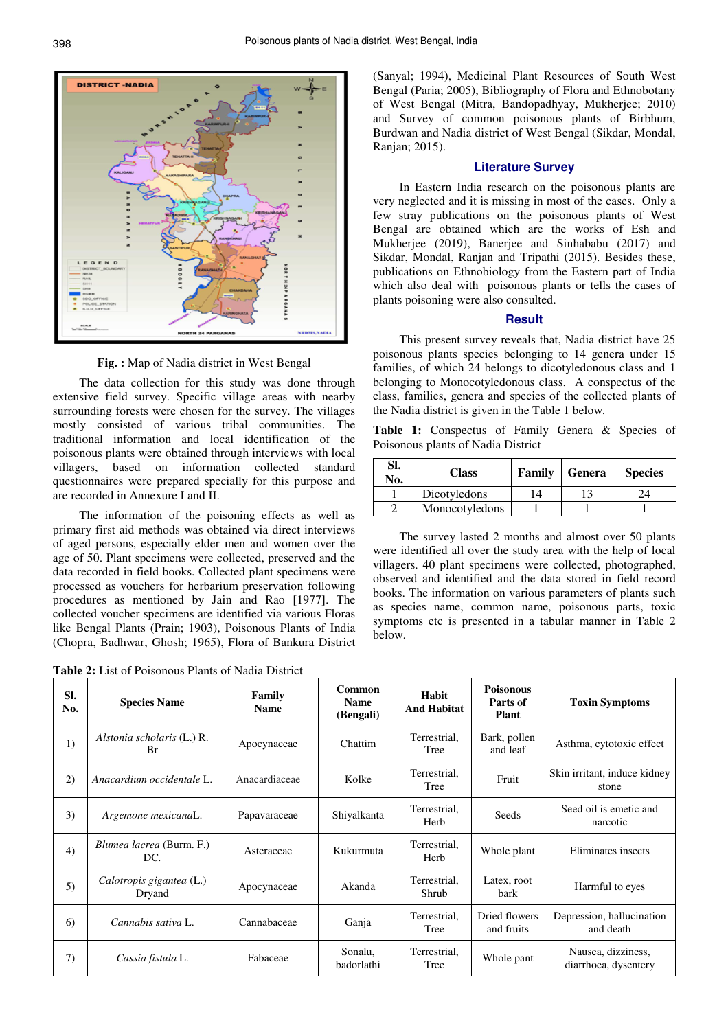Fig. : Map of Nadia district in West Bengal

The data collection for this study was done through extensive field survey. Specific village areas with nearby surrounding forests were chosen for the survey. The villages mostly consisted of various tribal communities. The traditional information and local identification of the poisonous plants were obtained through interviews with local villagers, based on information collected standard questionnaires were prepared specially for this purpose and are recorded in Annexure I and II.

The information of the poisoning effects as well as primary first aid methods was obtained via direct interviews of aged persons, especially elder men and women over the age of 50. Plant specimens were collected, preserved and the data recorded in field books. Collected plant specimens were processed as vouchers for herbarium preservation following procedures as mentioned by Jain and Rao [1977]. The collected voucher specimens are identified via various Floras like Bengal Plants (Prain; 1903), Poisonous Plants of India (Chopra, Badhwar, Ghosh; 1965), Flora of Bankura District (Sanyal; 1994), Medicinal Plant Resources of South West Bengal (Paria; 2005), Bibliography of Flora and Ethnobotany of West Bengal (Mitra, Bandopadhyay, Mukherjee; 2010) and Survey of common poisonous plants of Birbhum, Burdwan and Nadia district of West Bengal (Sikdar, Mondal, Ranjan; 2015).

## Literature Survey

In Eastern India research on the poisonous plants are very neglected and it is missing in most of the cases. Only a few stray publications on the poisonous plants of West Bengal are obtained which are the works of Esh and Mukherjee (2019), Banerjee and Sinhababu (2017) and Sikdar, Mondal, Ranjan and Tripathi (2015). Besides these, publications on Ethnobiology from the Eastern part of India which also deal with poisonous plants or tells the cases of plants poisoning were also consulted.

## Result

This present survey reveals that, Nadia district have 25 poisonous plants species belonging to 14 genera under 15 families, of which 24 belongs to dicotyledonous class and 1 belonging to Monocotyledonous class. A conspectus of the class, families, genera and species of the collected plants of the Nadia district is given in the Table 1 below.

**Table 1:** Conspectus of Family Genera & Species of Poisonous plants of Nadia District

| Sl. No. | Class | Family | Genera | Species |
|---|---|---|---|---|
| 1 | Dicotyledons | 14 | 13 | 24 |
| 2 | Monocotyledons | 1 | 1 | 1 |

The survey lasted 2 months and almost over 50 plants were identified all over the study area with the help of local villagers. 40 plant specimens were collected, photographed, observed and identified and the data stored in field record books. The information on various parameters of plants such as species name, common name, poisonous parts, toxic symptoms etc is presented in a tabular manner in Table 2 below.

**Table 2:** List of Poisonous Plants of Nadia District

| Sl. No. | Species Name | Family Name | Common Name (Bengali) | Habit And Habitat | Poisonous Parts of Plant | Toxin Symptoms |
|---|---|---|---|---|---|---|
| 1) | *Alstonia scholaris* (L.) R. Br | Apocynaceae | Chattim | Terrestrial, Tree | Bark, pollen and leaf | Asthma, cytotoxic effect |
| 2) | *Anacardium occidentale* L. | Anacardiaceae | Kolke | Terrestrial, Tree | Fruit | Skin irritant, induce kidney stone |
| 3) | *Argemone mexicana*L. | Papavaraceae | Shiyalkanta | Terrestrial, Herb | Seeds | Seed oil is emetic and narcotic |
| 4) | *Blumea lacrea* (Burm. F.) DC. | Asteraceae | Kukurmuta | Terrestrial, Herb | Whole plant | Eliminates insects |
| 5) | *Calotropis gigantea* (L.) Dryand | Apocynaceae | Akanda | Terrestrial, Shrub | Latex, root bark | Harmful to eyes |
| 6) | *Cannabis sativa* L. | Cannabaceae | Ganja | Terrestrial, Tree | Dried flowers and fruits | Depression, hallucination and death |
| 7) | *Cassia fistula* L. | Fabaceae | Sonalu, badorlathi | Terrestrial, Tree | Whole pant | Nausea, dizziness, diarrhoea, dysentery |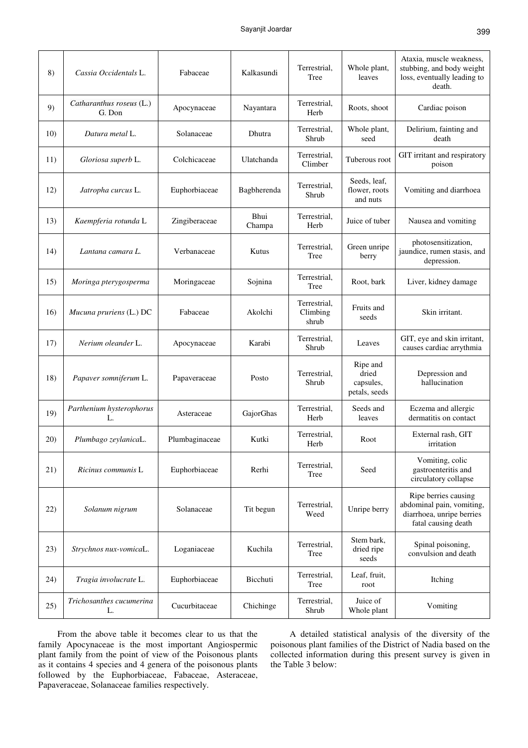| 8) | *Cassia Occidentals* L. | Fabaceae | Kalkasundi | Terrestrial, Tree | Whole plant, leaves | Ataxia, muscle weakness, stubbing, and body weight loss, eventually leading to death. |
|---|---|---|---|---|---|---|
| 9) | *Catharanthus roseus* (L.) G. Don | Apocynaceae | Nayantara | Terrestrial, Herb | Roots, shoot | Cardiac poison |
| 10) | *Datura metal* L. | Solanaceae | Dhutra | Terrestrial, Shrub | Whole plant, seed | Delirium, fainting and death |
| 11) | *Gloriosa superb* L. | Colchicaceae | Ulatchanda | Terrestrial, Climber | Tuberous root | GIT irritant and respiratory poison |
| 12) | *Jatropha curcus* L. | Euphorbiaceae | Bagbherenda | Terrestrial, Shrub | Seeds, leaf, flower, roots and nuts | Vomiting and diarrhoea |
| 13) | *Kaempferia rotunda* L | Zingiberaceae | Bhui Champa | Terrestrial, Herb | Juice of tuber | Nausea and vomiting |
| 14) | *Lantana camara L.* | Verbanaceae | Kutus | Terrestrial, Tree | Green unripe berry | photosensitization, jaundice, rumen stasis, and depression. |
| 15) | *Moringa pterygosperma* | Moringaceae | Sojnina | Terrestrial, Tree | Root, bark | Liver, kidney damage |
| 16) | *Mucuna pruriens* (L.) DC | Fabaceae | Akolchi | Terrestrial, Climbing shrub | Fruits and seeds | Skin irritant. |
| 17) | *Nerium oleander* L. | Apocynaceae | Karabi | Terrestrial, Shrub | Leaves | GIT, eye and skin irritant, causes cardiac arrythmia |
| 18) | *Papaver somniferum* L. | Papaveraceae | Posto | Terrestrial, Shrub | Ripe and dried capsules, petals, seeds | Depression and hallucination |
| 19) | *Parthenium hysterophorus* L. | Asteraceae | GajorGhas | Terrestrial, Herb | Seeds and leaves | Eczema and allergic dermatitis on contact |
| 20) | *Plumbago zeylanica*L. | Plumbaginaceae | Kutki | Terrestrial, Herb | Root | External rash, GIT irritation |
| 21) | *Ricinus communis* L | Euphorbiaceae | Rerhi | Terrestrial, Tree | Seed | Vomiting, colic gastroenteritis and circulatory collapse |
| 22) | *Solanum nigrum* | Solanaceae | Tit begun | Terrestrial, Weed | Unripe berry | Ripe berries causing abdominal pain, vomiting, diarrhoea, unripe berries fatal causing death |
| 23) | *Strychnos nux-vomica*L. | Loganiaceae | Kuchila | Terrestrial, Tree | Stem bark, dried ripe seeds | Spinal poisoning, convulsion and death |
| 24) | *Tragia involucrate* L. | Euphorbiaceae | Bicchuti | Terrestrial, Tree | Leaf, fruit, root | Itching |
| 25) | *Trichosanthes cucumerina* L. | Cucurbitaceae | Chichinge | Terrestrial, Shrub | Juice of Whole plant | Vomiting |

From the above table it becomes clear to us that the family Apocynaceae is the most important Angiospermic plant family from the point of view of the Poisonous plants as it contains 4 species and 4 genera of the poisonous plants followed by the Euphorbiaceae, Fabaceae, Asteraceae, Papaveraceae, Solanaceae families respectively.

A detailed statistical analysis of the diversity of the poisonous plant families of the District of Nadia based on the collected information during this present survey is given in the Table 3 below: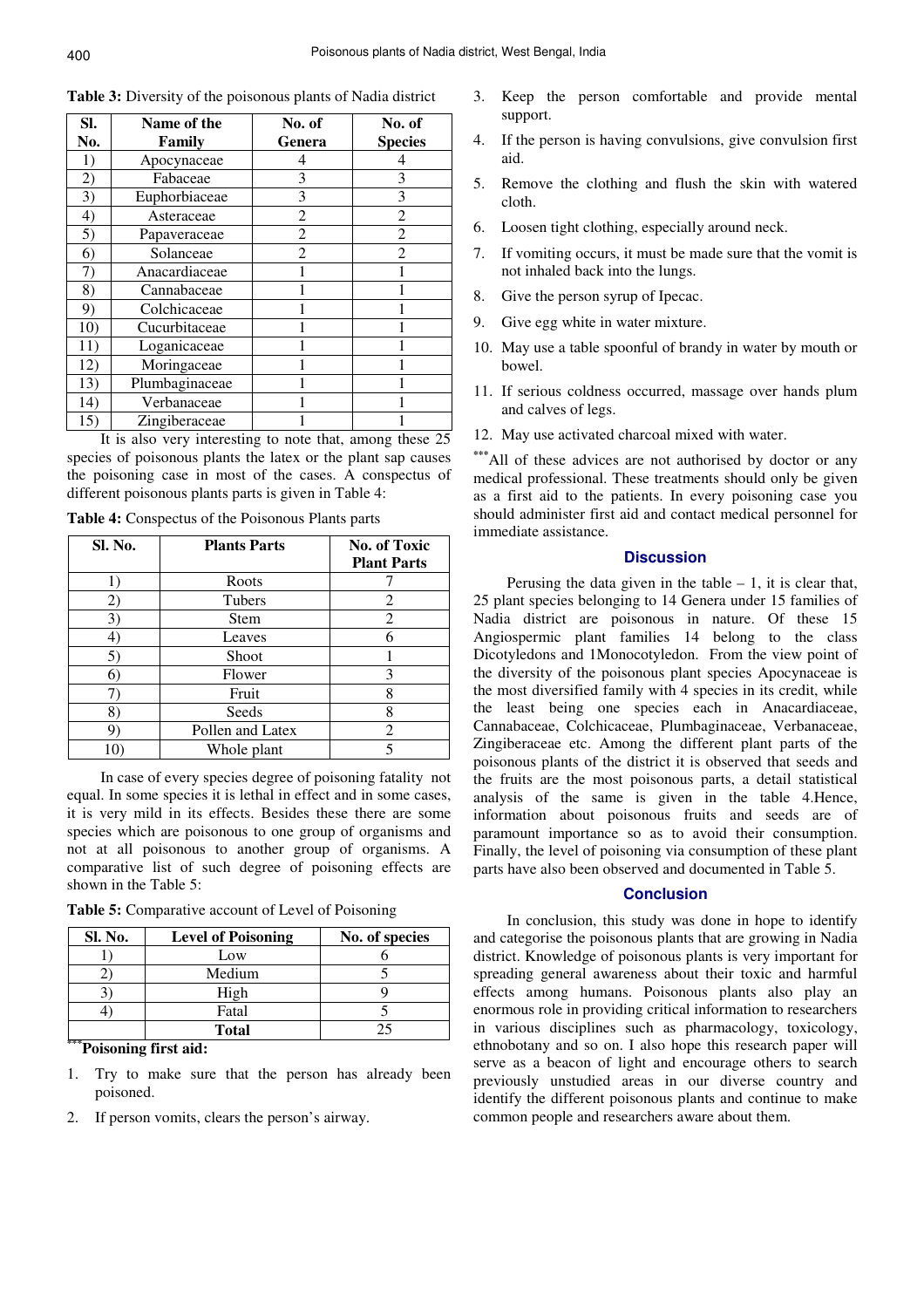**Table 3:** Diversity of the poisonous plants of Nadia district

| Sl. No. | Name of the Family | No. of Genera | No. of Species |
|---|---|---|---|
| 1) | Apocynaceae | 4 | 4 |
| 2) | Fabaceae | 3 | 3 |
| 3) | Euphorbiaceae | 3 | 3 |
| 4) | Asteraceae | 2 | 2 |
| 5) | Papaveraceae | 2 | 2 |
| 6) | Solanceae | 2 | 2 |
| 7) | Anacardiaceae | 1 | 1 |
| 8) | Cannabaceae | 1 | 1 |
| 9) | Colchicaceae | 1 | 1 |
| 10) | Cucurbitaceae | 1 | 1 |
| 11) | Loganicaceae | 1 | 1 |
| 12) | Moringaceae | 1 | 1 |
| 13) | Plumbaginaceae | 1 | 1 |
| 14) | Verbanaceae | 1 | 1 |
| 15) | Zingiberaceae | 1 | 1 |

It is also very interesting to note that, among these 25 species of poisonous plants the latex or the plant sap causes the poisoning case in most of the cases. A conspectus of different poisonous plants parts is given in Table 4:

**Table 4:** Conspectus of the Poisonous Plants parts

| Sl. No. | Plants Parts | No. of Toxic Plant Parts |
|---|---|---|
| 1) | Roots | 7 |
| 2) | Tubers | 2 |
| 3) | Stem | 2 |
| 4) | Leaves | 6 |
| 5) | Shoot | 1 |
| 6) | Flower | 3 |
| 7) | Fruit | 8 |
| 8) | Seeds | 8 |
| 9) | Pollen and Latex | 2 |
| 10) | Whole plant | 5 |

In case of every species degree of poisoning fatality not equal. In some species it is lethal in effect and in some cases, it is very mild in its effects. Besides these there are some species which are poisonous to one group of organisms and not at all poisonous to another group of organisms. A comparative list of such degree of poisoning effects are shown in the Table 5:

**Table 5:** Comparative account of Level of Poisoning

| Sl. No. | Level of Poisoning | No. of species |
|---|---|---|
| 1) | Low | 6 |
| 2) | Medium | 5 |
| 3) | High | 9 |
| 4) | Fatal | 5 |
| | **Total** | 25 |

***Poisoning first aid:**

1. Try to make sure that the person has already been poisoned.
2. If person vomits, clears the person's airway.
3. Keep the person comfortable and provide mental support.
4. If the person is having convulsions, give convulsion first aid.
5. Remove the clothing and flush the skin with watered cloth.
6. Loosen tight clothing, especially around neck.
7. If vomiting occurs, it must be made sure that the vomit is not inhaled back into the lungs.
8. Give the person syrup of Ipecac.
9. Give egg white in water mixture.
10. May use a table spoonful of brandy in water by mouth or bowel.
11. If serious coldness occurred, massage over hands plum and calves of legs.
12. May use activated charcoal mixed with water.

***All of these advices are not authorised by doctor or any medical professional. These treatments should only be given as a first aid to the patients. In every poisoning case you should administer first aid and contact medical personnel for immediate assistance.

## Discussion

Perusing the data given in the table – 1, it is clear that, 25 plant species belonging to 14 Genera under 15 families of Nadia district are poisonous in nature. Of these 15 Angiospermic plant families 14 belong to the class Dicotyledons and 1Monocotyledon. From the view point of the diversity of the poisonous plant species Apocynaceae is the most diversified family with 4 species in its credit, while the least being one species each in Anacardiaceae, Cannabaceae, Colchicaceae, Plumbaginaceae, Verbanaceae, Zingiberaceae etc. Among the different plant parts of the poisonous plants of the district it is observed that seeds and the fruits are the most poisonous parts, a detail statistical analysis of the same is given in the table 4.Hence, information about poisonous fruits and seeds are of paramount importance so as to avoid their consumption. Finally, the level of poisoning via consumption of these plant parts have also been observed and documented in Table 5.

## Conclusion

In conclusion, this study was done in hope to identify and categorise the poisonous plants that are growing in Nadia district. Knowledge of poisonous plants is very important for spreading general awareness about their toxic and harmful effects among humans. Poisonous plants also play an enormous role in providing critical information to researchers in various disciplines such as pharmacology, toxicology, ethnobotany and so on. I also hope this research paper will serve as a beacon of light and encourage others to search previously unstudied areas in our diverse country and identify the different poisonous plants and continue to make common people and researchers aware about them.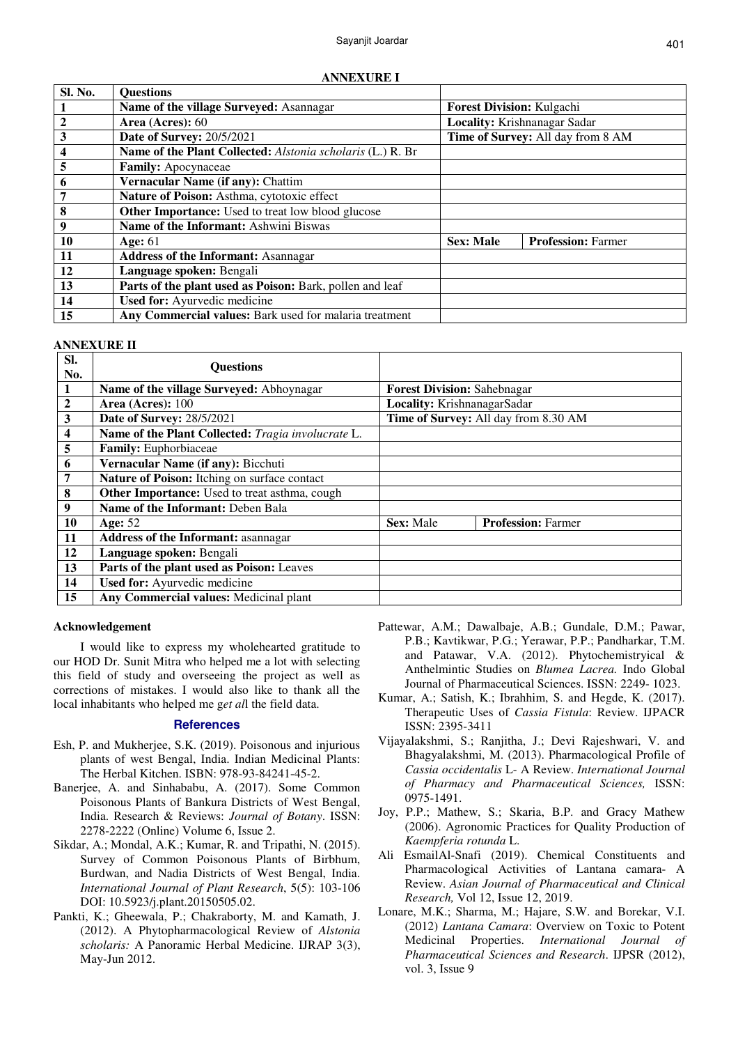**ANNEXURE I**

| Sl. No. | Questions | | |
|---|---|---|---|
| 1 | **Name of the village Surveyed:** Asannagar | **Forest Division:** Kulgachi | |
| 2 | **Area (Acres):** 60 | **Locality:** Krishnanagar Sadar | |
| 3 | **Date of Survey:** 20/5/2021 | **Time of Survey:** All day from 8 AM | |
| 4 | **Name of the Plant Collected:** *Alstonia scholaris* (L.) R. Br | | |
| 5 | **Family:** Apocynaceae | | |
| 6 | **Vernacular Name (if any):** Chattim | | |
| 7 | **Nature of Poison:** Asthma, cytotoxic effect | | |
| 8 | **Other Importance:** Used to treat low blood glucose | | |
| 9 | **Name of the Informant:** Ashwini Biswas | | |
| 10 | **Age:** 61 | **Sex: Male** | **Profession:** Farmer |
| 11 | **Address of the Informant:** Asannagar | | |
| 12 | **Language spoken:** Bengali | | |
| 13 | **Parts of the plant used as Poison:** Bark, pollen and leaf | | |
| 14 | **Used for:** Ayurvedic medicine | | |
| 15 | **Any Commercial values:** Bark used for malaria treatment | | |

**ANNEXURE II**

| Sl. No. | Questions | | |
|---|---|---|---|
| 1 | **Name of the village Surveyed:** Abhoynagar | **Forest Division:** Sahebnagar | |
| 2 | **Area (Acres):** 100 | **Locality:** KrishnanagarSadar | |
| 3 | **Date of Survey:** 28/5/2021 | **Time of Survey:** All day from 8.30 AM | |
| 4 | **Name of the Plant Collected:** *Tragia involucrate* L. | | |
| 5 | **Family:** Euphorbiaceae | | |
| 6 | **Vernacular Name (if any):** Bicchuti | | |
| 7 | **Nature of Poison:** Itching on surface contact | | |
| 8 | **Other Importance:** Used to treat asthma, cough | | |
| 9 | **Name of the Informant:** Deben Bala | | |
| 10 | **Age:** 52 | **Sex:** Male | **Profession:** Farmer |
| 11 | **Address of the Informant:** asannagar | | |
| 12 | **Language spoken:** Bengali | | |
| 13 | **Parts of the plant used as Poison:** Leaves | | |
| 14 | **Used for:** Ayurvedic medicine | | |
| 15 | **Any Commercial values:** Medicinal plant | | |

## Acknowledgement

I would like to express my wholehearted gratitude to our HOD Dr. Sunit Mitra who helped me a lot with selecting this field of study and overseeing the project as well as corrections of mistakes. I would also like to thank all the local inhabitants who helped me g*et al*l the field data.

## References

Esh, P. and Mukherjee, S.K. (2019). Poisonous and injurious plants of west Bengal, India. Indian Medicinal Plants: The Herbal Kitchen. ISBN: 978-93-84241-45-2.

Banerjee, A. and Sinhababu, A. (2017). Some Common Poisonous Plants of Bankura Districts of West Bengal, India. Research & Reviews: *Journal of Botany*. ISSN: 2278-2222 (Online) Volume 6, Issue 2.

Sikdar, A.; Mondal, A.K.; Kumar, R. and Tripathi, N. (2015). Survey of Common Poisonous Plants of Birbhum, Burdwan, and Nadia Districts of West Bengal, India. *International Journal of Plant Research*, 5(5): 103-106 DOI: 10.5923/j.plant.20150505.02.

Pankti, K.; Gheewala, P.; Chakraborty, M. and Kamath, J. (2012). A Phytopharmacological Review of *Alstonia scholaris:* A Panoramic Herbal Medicine. IJRAP 3(3), May-Jun 2012.

Pattewar, A.M.; Dawalbaje, A.B.; Gundale, D.M.; Pawar, P.B.; Kavtikwar, P.G.; Yerawar, P.P.; Pandharkar, T.M. and Patawar, V.A. (2012). Phytochemistryical & Anthelmintic Studies on *Blumea Lacrea.* Indo Global Journal of Pharmaceutical Sciences. ISSN: 2249- 1023.

Kumar, A.; Satish, K.; Ibrahhim, S. and Hegde, K. (2017). Therapeutic Uses of *Cassia Fistula*: Review. IJPACR ISSN: 2395-3411

Vijayalakshmi, S.; Ranjitha, J.; Devi Rajeshwari, V. and Bhagyalakshmi, M. (2013). Pharmacological Profile of *Cassia occidentalis* L- A Review. *International Journal of Pharmacy and Pharmaceutical Sciences,* ISSN: 0975-1491.

Joy, P.P.; Mathew, S.; Skaria, B.P. and Gracy Mathew (2006). Agronomic Practices for Quality Production of *Kaempferia rotunda* L.

Ali EsmailAl-Snafi (2019). Chemical Constituents and Pharmacological Activities of Lantana camara- A Review. *Asian Journal of Pharmaceutical and Clinical Research,* Vol 12, Issue 12, 2019.

Lonare, M.K.; Sharma, M.; Hajare, S.W. and Borekar, V.I. (2012) *Lantana Camara*: Overview on Toxic to Potent Medicinal Properties. *International Journal of Pharmaceutical Sciences and Research*. IJPSR (2012), vol. 3, Issue 9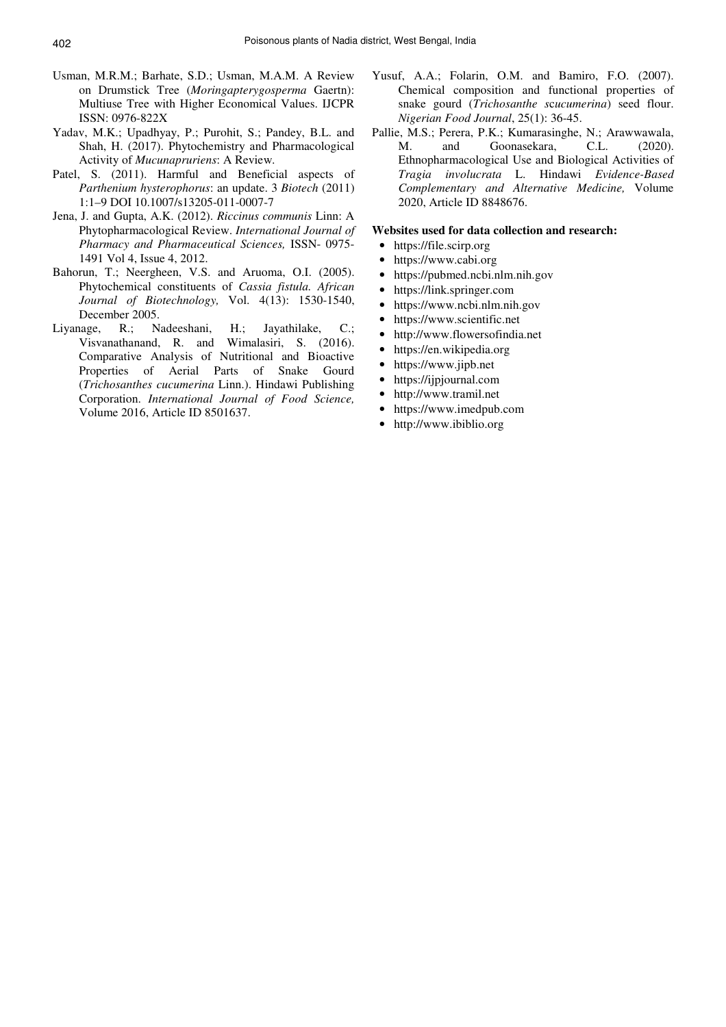Usman, M.R.M.; Barhate, S.D.; Usman, M.A.M. A Review on Drumstick Tree (*Moringapterygosperma* Gaertn): Multiuse Tree with Higher Economical Values. IJCPR ISSN: 0976-822X

Yadav, M.K.; Upadhyay, P.; Purohit, S.; Pandey, B.L. and Shah, H. (2017). Phytochemistry and Pharmacological Activity of *Mucunapruriens*: A Review.

Patel, S. (2011). Harmful and Beneficial aspects of *Parthenium hysterophorus*: an update. 3 *Biotech* (2011) 1:1–9 DOI 10.1007/s13205-011-0007-7

Jena, J. and Gupta, A.K. (2012). *Riccinus communis* Linn: A Phytopharmacological Review. *International Journal of Pharmacy and Pharmaceutical Sciences,* ISSN- 0975-1491 Vol 4, Issue 4, 2012.

Bahorun, T.; Neergheen, V.S. and Aruoma, O.I. (2005). Phytochemical constituents of *Cassia fistula. African Journal of Biotechnology,* Vol. 4(13): 1530-1540, December 2005.

Liyanage, R.; Nadeeshani, H.; Jayathilake, C.; Visvanathanand, R. and Wimalasiri, S. (2016). Comparative Analysis of Nutritional and Bioactive Properties of Aerial Parts of Snake Gourd (*Trichosanthes cucumerina* Linn.). Hindawi Publishing Corporation. *International Journal of Food Science,* Volume 2016, Article ID 8501637.

Yusuf, A.A.; Folarin, O.M. and Bamiro, F.O. (2007). Chemical composition and functional properties of snake gourd (*Trichosanthe scucumerina*) seed flour. *Nigerian Food Journal*, 25(1): 36-45.

Pallie, M.S.; Perera, P.K.; Kumarasinghe, N.; Arawwawala, M. and Goonasekara, C.L. (2020). Ethnopharmacological Use and Biological Activities of *Tragia involucrata* L. Hindawi *Evidence-Based Complementary and Alternative Medicine,* Volume 2020, Article ID 8848676.

**Websites used for data collection and research:**

- https://file.scirp.org
- https://www.cabi.org
- https://pubmed.ncbi.nlm.nih.gov
- https://link.springer.com
- https://www.ncbi.nlm.nih.gov
- https://www.scientific.net
- http://www.flowersofindia.net
- https://en.wikipedia.org
- https://www.jipb.net
- https://ijpjournal.com
- http://www.tramil.net
- https://www.imedpub.com
- http://www.ibiblio.org